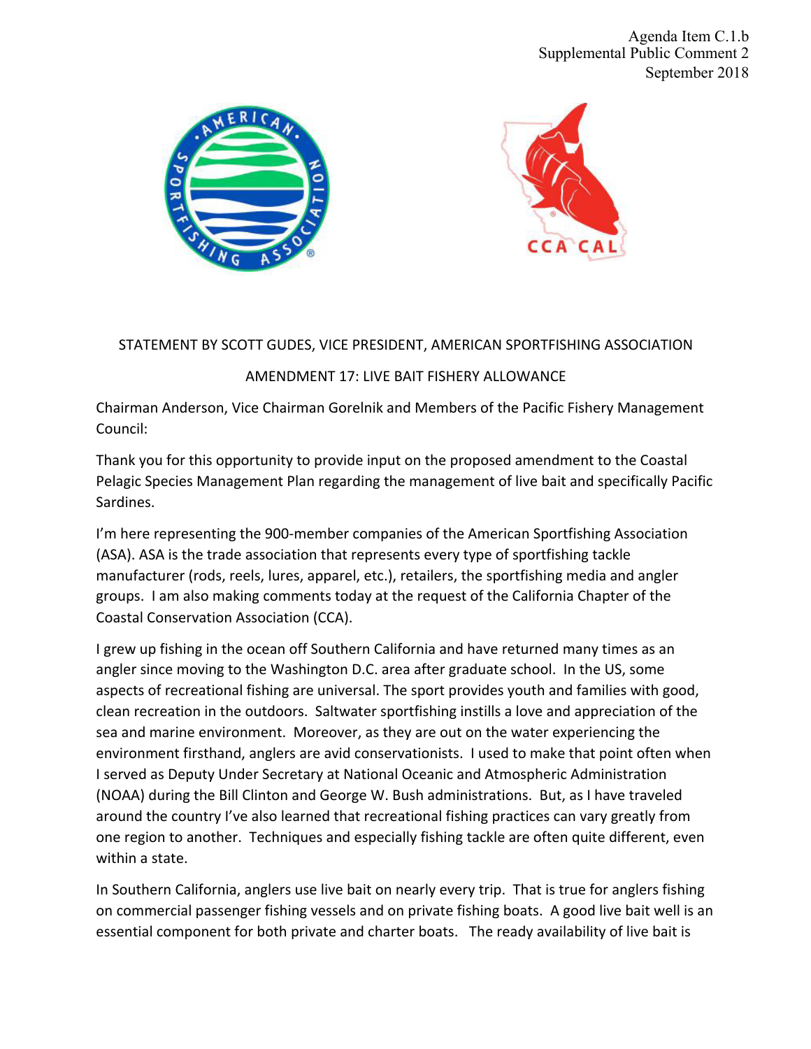Agenda Item C.1.b
Supplemental Public Comment 2
September 2018

STATEMENT BY SCOTT GUDES, VICE PRESIDENT, AMERICAN SPORTFISHING ASSOCIATION

AMENDMENT 17: LIVE BAIT FISHERY ALLOWANCE

Chairman Anderson, Vice Chairman Gorelnik and Members of the Pacific Fishery Management Council:

Thank you for this opportunity to provide input on the proposed amendment to the Coastal Pelagic Species Management Plan regarding the management of live bait and specifically Pacific Sardines.

I'm here representing the 900-member companies of the American Sportfishing Association (ASA). ASA is the trade association that represents every type of sportfishing tackle manufacturer (rods, reels, lures, apparel, etc.), retailers, the sportfishing media and angler groups. I am also making comments today at the request of the California Chapter of the Coastal Conservation Association (CCA).

I grew up fishing in the ocean off Southern California and have returned many times as an angler since moving to the Washington D.C. area after graduate school. In the US, some aspects of recreational fishing are universal. The sport provides youth and families with good, clean recreation in the outdoors. Saltwater sportfishing instills a love and appreciation of the sea and marine environment. Moreover, as they are out on the water experiencing the environment firsthand, anglers are avid conservationists. I used to make that point often when I served as Deputy Under Secretary at National Oceanic and Atmospheric Administration (NOAA) during the Bill Clinton and George W. Bush administrations. But, as I have traveled around the country I've also learned that recreational fishing practices can vary greatly from one region to another. Techniques and especially fishing tackle are often quite different, even within a state.

In Southern California, anglers use live bait on nearly every trip. That is true for anglers fishing on commercial passenger fishing vessels and on private fishing boats. A good live bait well is an essential component for both private and charter boats. The ready availability of live bait is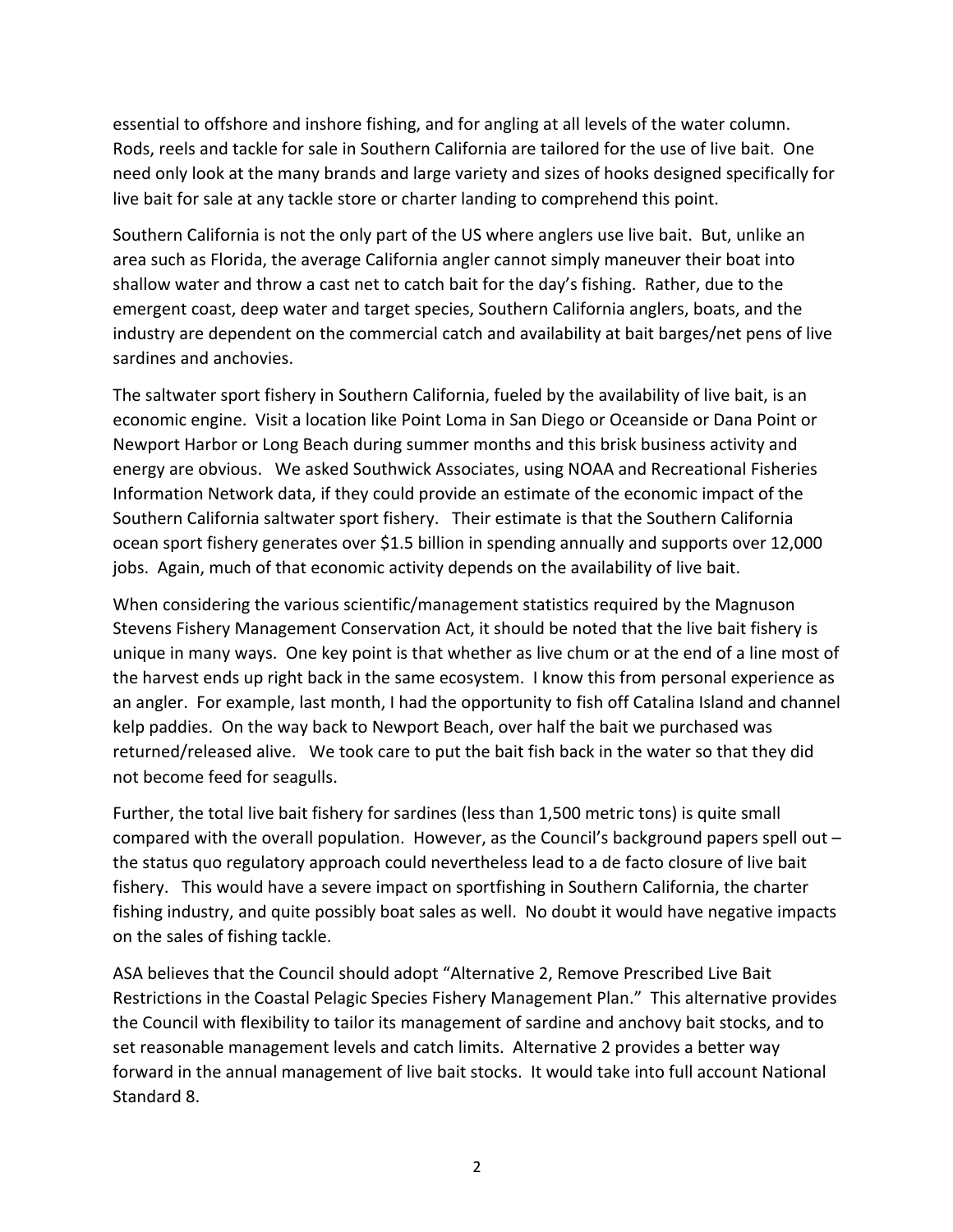essential to offshore and inshore fishing, and for angling at all levels of the water column. Rods, reels and tackle for sale in Southern California are tailored for the use of live bait. One need only look at the many brands and large variety and sizes of hooks designed specifically for live bait for sale at any tackle store or charter landing to comprehend this point.

Southern California is not the only part of the US where anglers use live bait. But, unlike an area such as Florida, the average California angler cannot simply maneuver their boat into shallow water and throw a cast net to catch bait for the day's fishing. Rather, due to the emergent coast, deep water and target species, Southern California anglers, boats, and the industry are dependent on the commercial catch and availability at bait barges/net pens of live sardines and anchovies.

The saltwater sport fishery in Southern California, fueled by the availability of live bait, is an economic engine. Visit a location like Point Loma in San Diego or Oceanside or Dana Point or Newport Harbor or Long Beach during summer months and this brisk business activity and energy are obvious. We asked Southwick Associates, using NOAA and Recreational Fisheries Information Network data, if they could provide an estimate of the economic impact of the Southern California saltwater sport fishery. Their estimate is that the Southern California ocean sport fishery generates over $1.5 billion in spending annually and supports over 12,000 jobs. Again, much of that economic activity depends on the availability of live bait.

When considering the various scientific/management statistics required by the Magnuson Stevens Fishery Management Conservation Act, it should be noted that the live bait fishery is unique in many ways. One key point is that whether as live chum or at the end of a line most of the harvest ends up right back in the same ecosystem. I know this from personal experience as an angler. For example, last month, I had the opportunity to fish off Catalina Island and channel kelp paddies. On the way back to Newport Beach, over half the bait we purchased was returned/released alive. We took care to put the bait fish back in the water so that they did not become feed for seagulls.

Further, the total live bait fishery for sardines (less than 1,500 metric tons) is quite small compared with the overall population. However, as the Council's background papers spell out – the status quo regulatory approach could nevertheless lead to a de facto closure of live bait fishery. This would have a severe impact on sportfishing in Southern California, the charter fishing industry, and quite possibly boat sales as well. No doubt it would have negative impacts on the sales of fishing tackle.

ASA believes that the Council should adopt "Alternative 2, Remove Prescribed Live Bait Restrictions in the Coastal Pelagic Species Fishery Management Plan." This alternative provides the Council with flexibility to tailor its management of sardine and anchovy bait stocks, and to set reasonable management levels and catch limits. Alternative 2 provides a better way forward in the annual management of live bait stocks. It would take into full account National Standard 8.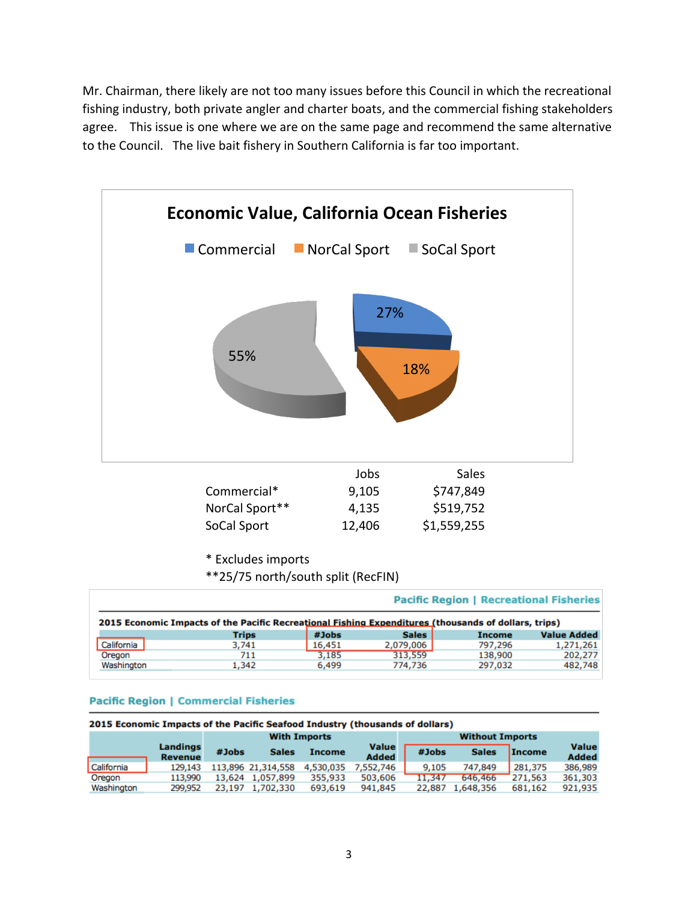Mr. Chairman, there likely are not too many issues before this Council in which the recreational fishing industry, both private angler and charter boats, and the commercial fishing stakeholders agree. This issue is one where we are on the same page and recommend the same alternative to the Council. The live bait fishery in Southern California is far too important.

**Economic Value, California Ocean Fisheries**

Commercial: 27%
NorCal Sport: 18%
SoCal Sport: 55%

| | Jobs | Sales |
|---|---|---|
| Commercial* | 9,105 | $747,849 |
| NorCal Sport** | 4,135 | $519,752 |
| SoCal Sport | 12,406 | $1,559,255 |

\* Excludes imports
**25/75 north/south split (RecFIN)

**Pacific Region | Recreational Fisheries**

**2015 Economic Impacts of the Pacific Recreational Fishing Expenditures (thousands of dollars, trips)**

| | Trips | #Jobs | Sales | Income | Value Added |
|---|---|---|---|---|---|
| California | 3,741 | 16,451 | 2,079,006 | 797,296 | 1,271,261 |
| Oregon | 711 | 3,185 | 313,559 | 138,900 | 202,277 |
| Washington | 1,342 | 6,499 | 774,736 | 297,032 | 482,748 |

**Pacific Region | Commercial Fisheries**

**2015 Economic Impacts of the Pacific Seafood Industry (thousands of dollars)**

| | | With Imports | | | | Without Imports | | | |
|---|---|---|---|---|---|---|---|---|---|
| | Landings Revenue | #Jobs | Sales | Income | Value Added | #Jobs | Sales | Income | Value Added |
| California | 129,143 | 113,896 | 21,314,558 | 4,530,035 | 7,552,746 | 9,105 | 747,849 | 281,375 | 386,989 |
| Oregon | 113,990 | 13,624 | 1,057,899 | 355,933 | 503,606 | 11,347 | 646,466 | 271,563 | 361,303 |
| Washington | 299,952 | 23,197 | 1,702,330 | 693,619 | 941,845 | 22,887 | 1,648,356 | 681,162 | 921,935 |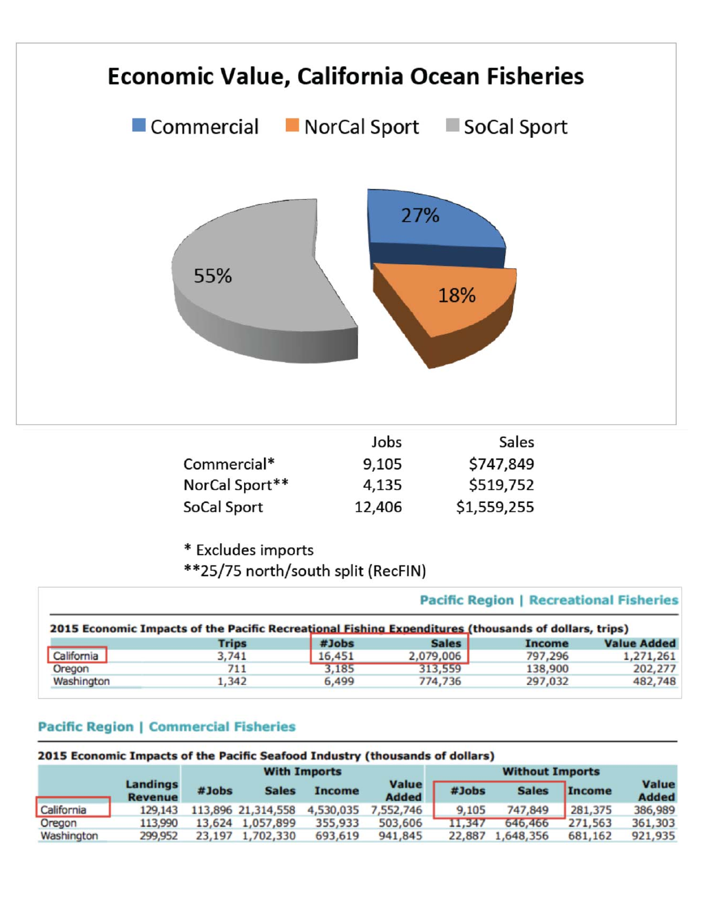## Economic Value, California Ocean Fisheries

Commercial
NorCal Sport
SoCal Sport

27%
18%
55%

| | Jobs | Sales |
|---|---|---|
| Commercial* | 9,105 | $747,849 |
| NorCal Sport** | 4,135 | $519,752 |
| SoCal Sport | 12,406 | $1,559,255 |

* Excludes imports
**25/75 north/south split (RecFIN)

**Pacific Region | Recreational Fisheries**

**2015 Economic Impacts of the Pacific Recreational Fishing Expenditures (thousands of dollars, trips)**

| | Trips | #Jobs | Sales | Income | Value Added |
|---|---|---|---|---|---|
| California | 3,741 | 16,451 | 2,079,006 | 797,296 | 1,271,261 |
| Oregon | 711 | 3,185 | 313,559 | 138,900 | 202,277 |
| Washington | 1,342 | 6,499 | 774,736 | 297,032 | 482,748 |

**Pacific Region | Commercial Fisheries**

**2015 Economic Impacts of the Pacific Seafood Industry (thousands of dollars)**

| | Landings Revenue | With Imports | | | | Without Imports | | | |
|---|---|---|---|---|---|---|---|---|---|
| | | #Jobs | Sales | Income | Value Added | #Jobs | Sales | Income | Value Added |
| California | 129,143 | 113,896 | 21,314,558 | 4,530,035 | 7,552,746 | 9,105 | 747,849 | 281,375 | 386,989 |
| Oregon | 113,990 | 13,624 | 1,057,899 | 355,933 | 503,606 | 11,347 | 646,466 | 271,563 | 361,303 |
| Washington | 299,952 | 23,197 | 1,702,330 | 693,619 | 941,845 | 22,887 | 1,648,356 | 681,162 | 921,935 |